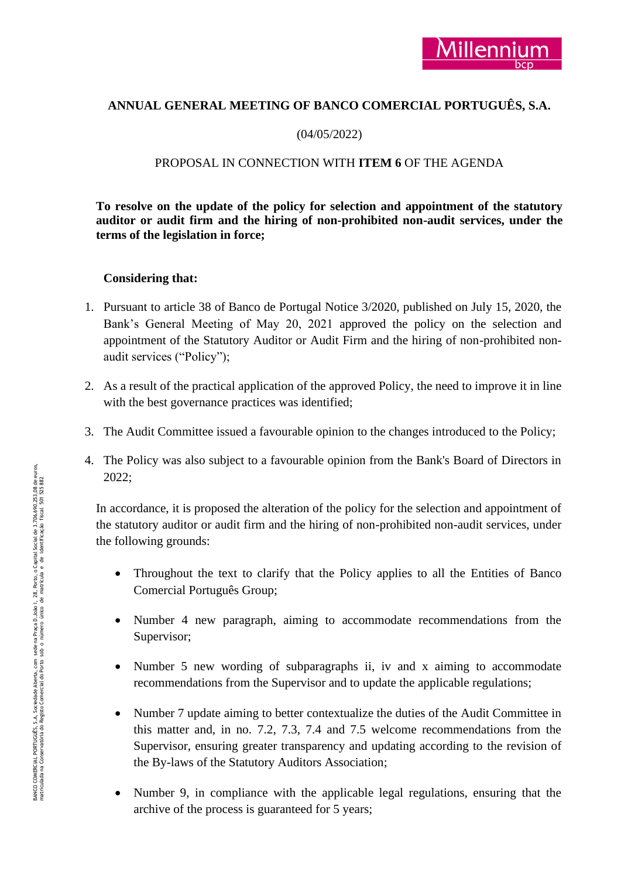# ANNUAL GENERAL MEETING OF BANCO COMERCIAL PORTUGUÊS, S.A.

(04/05/2022)

PROPOSAL IN CONNECTION WITH **ITEM 6** OF THE AGENDA

**To resolve on the update of the policy for selection and appointment of the statutory auditor or audit firm and the hiring of non-prohibited non-audit services, under the terms of the legislation in force;**

**Considering that:**

1. Pursuant to article 38 of Banco de Portugal Notice 3/2020, published on July 15, 2020, the Bank's General Meeting of May 20, 2021 approved the policy on the selection and appointment of the Statutory Auditor or Audit Firm and the hiring of non-prohibited non-audit services ("Policy");

2. As a result of the practical application of the approved Policy, the need to improve it in line with the best governance practices was identified;

3. The Audit Committee issued a favourable opinion to the changes introduced to the Policy;

4. The Policy was also subject to a favourable opinion from the Bank's Board of Directors in 2022;

In accordance, it is proposed the alteration of the policy for the selection and appointment of the statutory auditor or audit firm and the hiring of non-prohibited non-audit services, under the following grounds:

- Throughout the text to clarify that the Policy applies to all the Entities of Banco Comercial Português Group;

- Number 4 new paragraph, aiming to accommodate recommendations from the Supervisor;

- Number 5 new wording of subparagraphs ii, iv and x aiming to accommodate recommendations from the Supervisor and to update the applicable regulations;

- Number 7 update aiming to better contextualize the duties of the Audit Committee in this matter and, in no. 7.2, 7.3, 7.4 and 7.5 welcome recommendations from the Supervisor, ensuring greater transparency and updating according to the revision of the By-laws of the Statutory Auditors Association;

- Number 9, in compliance with the applicable legal regulations, ensuring that the archive of the process is guaranteed for 5 years;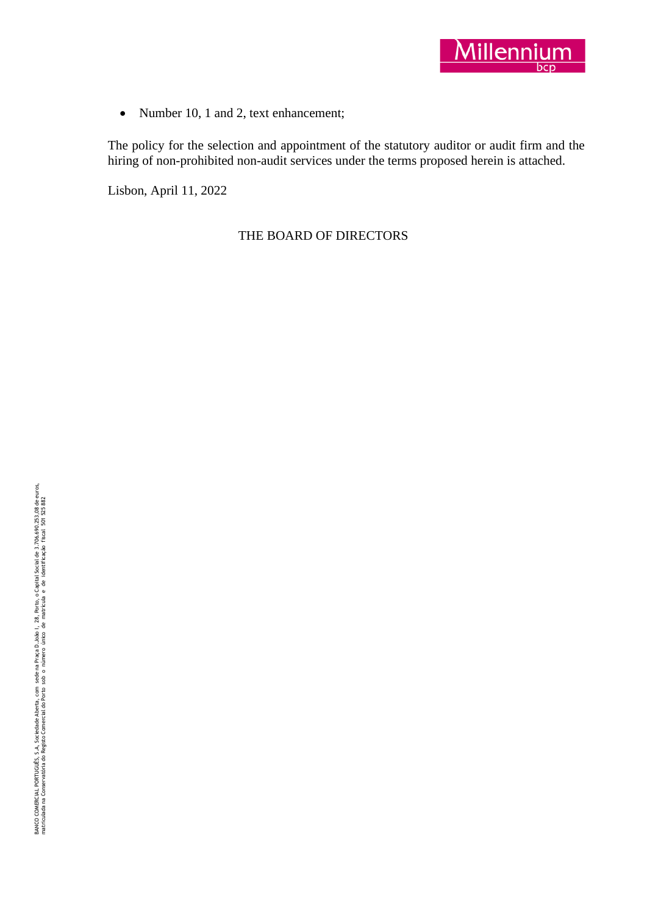- Number 10, 1 and 2, text enhancement;

The policy for the selection and appointment of the statutory auditor or audit firm and the hiring of non-prohibited non-audit services under the terms proposed herein is attached.

Lisbon, April 11, 2022

THE BOARD OF DIRECTORS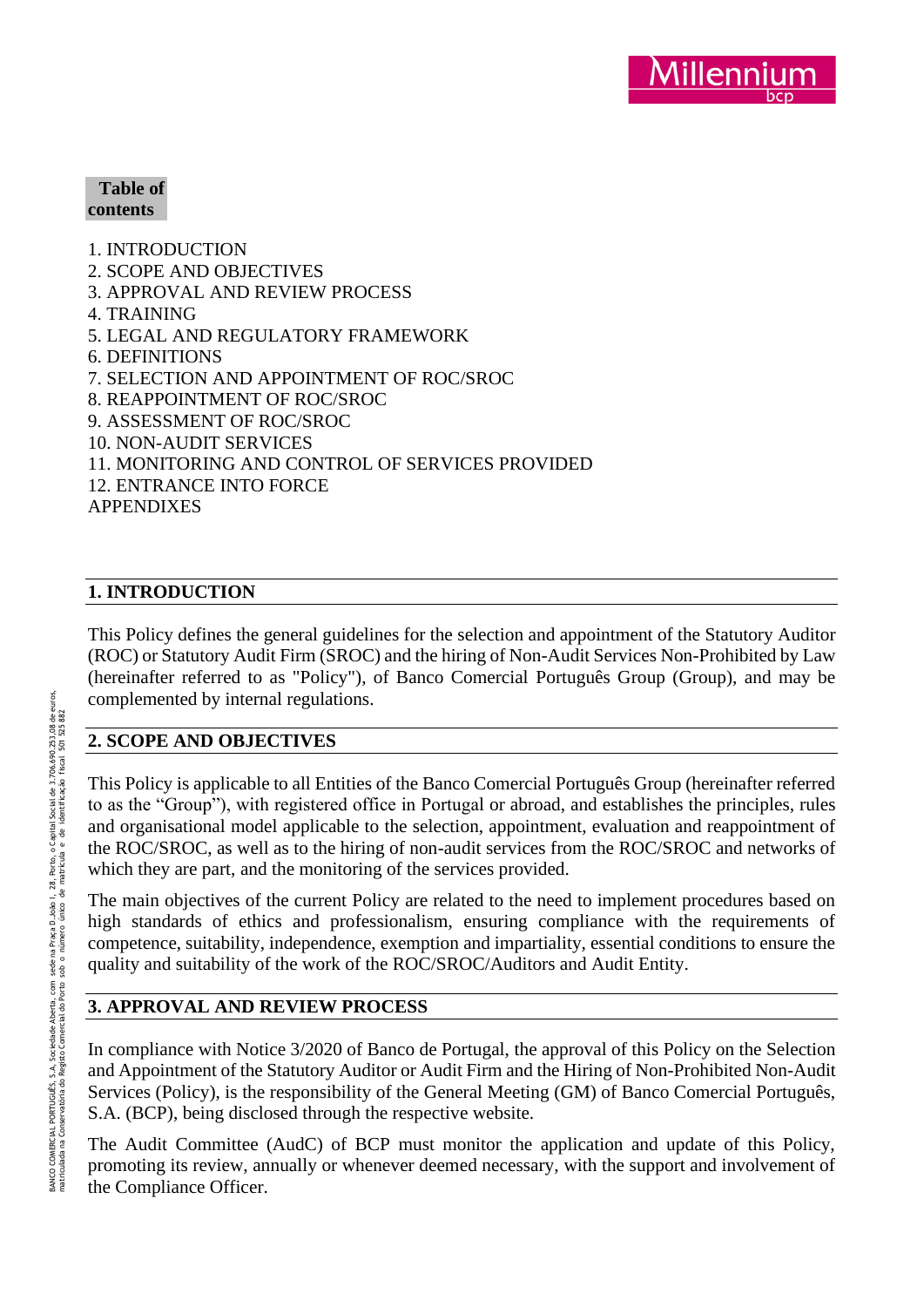**Table of contents**

1. INTRODUCTION
2. SCOPE AND OBJECTIVES
3. APPROVAL AND REVIEW PROCESS
4. TRAINING
5. LEGAL AND REGULATORY FRAMEWORK
6. DEFINITIONS
7. SELECTION AND APPOINTMENT OF ROC/SROC
8. REAPPOINTMENT OF ROC/SROC
9. ASSESSMENT OF ROC/SROC
10. NON-AUDIT SERVICES
11. MONITORING AND CONTROL OF SERVICES PROVIDED
12. ENTRANCE INTO FORCE

APPENDIXES

## 1. INTRODUCTION

This Policy defines the general guidelines for the selection and appointment of the Statutory Auditor (ROC) or Statutory Audit Firm (SROC) and the hiring of Non-Audit Services Non-Prohibited by Law (hereinafter referred to as "Policy"), of Banco Comercial Português Group (Group), and may be complemented by internal regulations.

## 2. SCOPE AND OBJECTIVES

This Policy is applicable to all Entities of the Banco Comercial Português Group (hereinafter referred to as the "Group"), with registered office in Portugal or abroad, and establishes the principles, rules and organisational model applicable to the selection, appointment, evaluation and reappointment of the ROC/SROC, as well as to the hiring of non-audit services from the ROC/SROC and networks of which they are part, and the monitoring of the services provided.

The main objectives of the current Policy are related to the need to implement procedures based on high standards of ethics and professionalism, ensuring compliance with the requirements of competence, suitability, independence, exemption and impartiality, essential conditions to ensure the quality and suitability of the work of the ROC/SROC/Auditors and Audit Entity.

## 3. APPROVAL AND REVIEW PROCESS

In compliance with Notice 3/2020 of Banco de Portugal, the approval of this Policy on the Selection and Appointment of the Statutory Auditor or Audit Firm and the Hiring of Non-Prohibited Non-Audit Services (Policy), is the responsibility of the General Meeting (GM) of Banco Comercial Português, S.A. (BCP), being disclosed through the respective website.

The Audit Committee (AudC) of BCP must monitor the application and update of this Policy, promoting its review, annually or whenever deemed necessary, with the support and involvement of the Compliance Officer.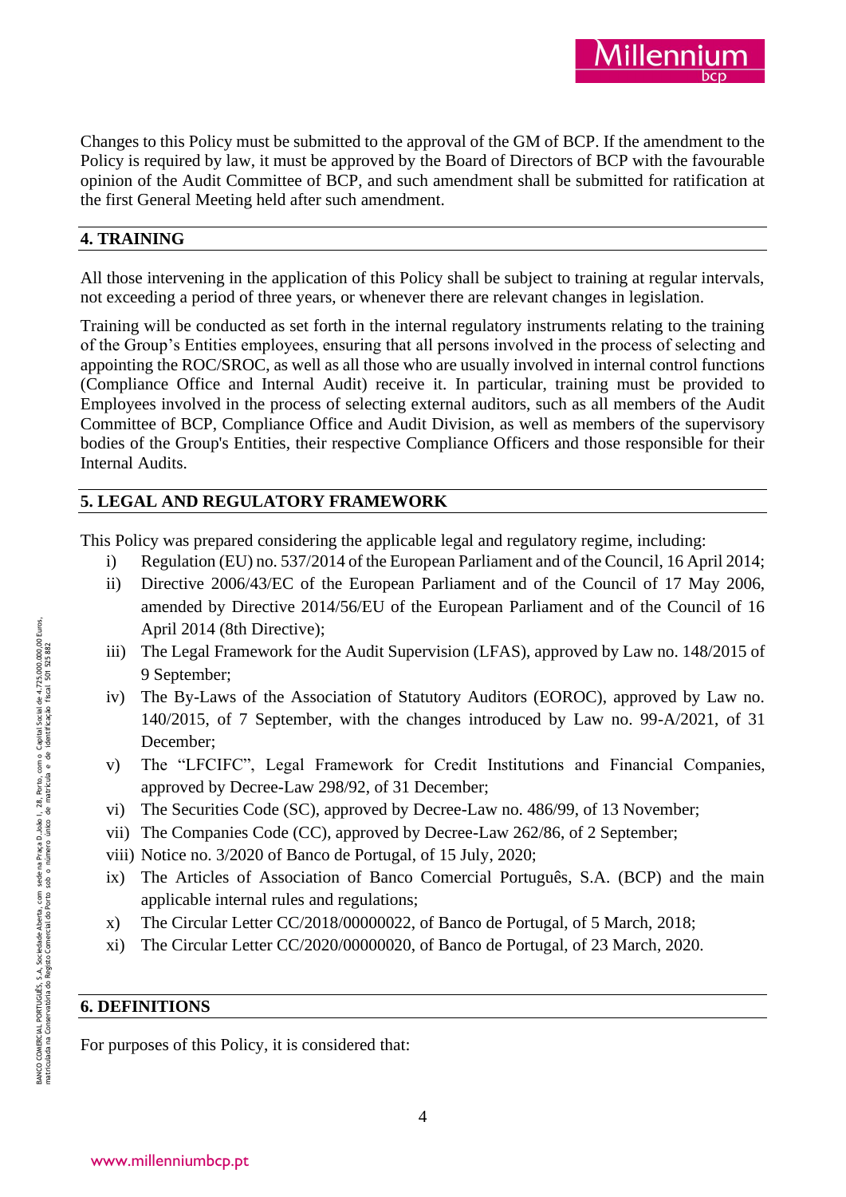Changes to this Policy must be submitted to the approval of the GM of BCP. If the amendment to the Policy is required by law, it must be approved by the Board of Directors of BCP with the favourable opinion of the Audit Committee of BCP, and such amendment shall be submitted for ratification at the first General Meeting held after such amendment.

## 4. TRAINING

All those intervening in the application of this Policy shall be subject to training at regular intervals, not exceeding a period of three years, or whenever there are relevant changes in legislation.

Training will be conducted as set forth in the internal regulatory instruments relating to the training of the Group's Entities employees, ensuring that all persons involved in the process of selecting and appointing the ROC/SROC, as well as all those who are usually involved in internal control functions (Compliance Office and Internal Audit) receive it. In particular, training must be provided to Employees involved in the process of selecting external auditors, such as all members of the Audit Committee of BCP, Compliance Office and Audit Division, as well as members of the supervisory bodies of the Group's Entities, their respective Compliance Officers and those responsible for their Internal Audits.

## 5. LEGAL AND REGULATORY FRAMEWORK

This Policy was prepared considering the applicable legal and regulatory regime, including:

- i) Regulation (EU) no. 537/2014 of the European Parliament and of the Council, 16 April 2014;
- ii) Directive 2006/43/EC of the European Parliament and of the Council of 17 May 2006, amended by Directive 2014/56/EU of the European Parliament and of the Council of 16 April 2014 (8th Directive);
- iii) The Legal Framework for the Audit Supervision (LFAS), approved by Law no. 148/2015 of 9 September;
- iv) The By-Laws of the Association of Statutory Auditors (EOROC), approved by Law no. 140/2015, of 7 September, with the changes introduced by Law no. 99-A/2021, of 31 December;
- v) The "LFCIFC", Legal Framework for Credit Institutions and Financial Companies, approved by Decree-Law 298/92, of 31 December;
- vi) The Securities Code (SC), approved by Decree-Law no. 486/99, of 13 November;
- vii) The Companies Code (CC), approved by Decree-Law 262/86, of 2 September;
- viii) Notice no. 3/2020 of Banco de Portugal, of 15 July, 2020;
- ix) The Articles of Association of Banco Comercial Português, S.A. (BCP) and the main applicable internal rules and regulations;
- x) The Circular Letter CC/2018/00000022, of Banco de Portugal, of 5 March, 2018;
- xi) The Circular Letter CC/2020/00000020, of Banco de Portugal, of 23 March, 2020.

## 6. DEFINITIONS

For purposes of this Policy, it is considered that: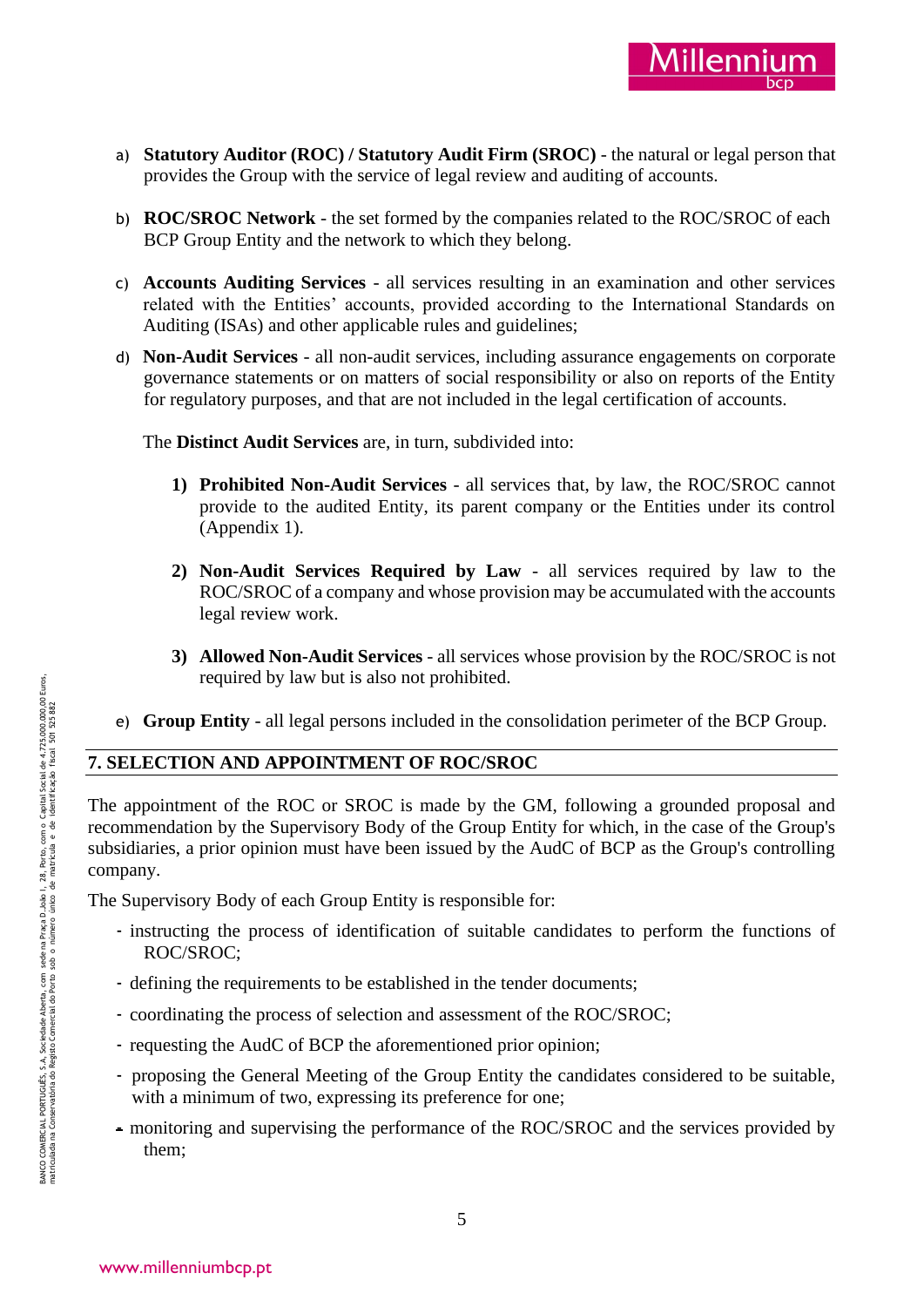a) **Statutory Auditor (ROC) / Statutory Audit Firm (SROC)** - the natural or legal person that provides the Group with the service of legal review and auditing of accounts.

b) **ROC/SROC Network** - the set formed by the companies related to the ROC/SROC of each BCP Group Entity and the network to which they belong.

c) **Accounts Auditing Services** - all services resulting in an examination and other services related with the Entities' accounts, provided according to the International Standards on Auditing (ISAs) and other applicable rules and guidelines;

d) **Non-Audit Services** - all non-audit services, including assurance engagements on corporate governance statements or on matters of social responsibility or also on reports of the Entity for regulatory purposes, and that are not included in the legal certification of accounts.

   The **Distinct Audit Services** are, in turn, subdivided into:

   1) **Prohibited Non-Audit Services** - all services that, by law, the ROC/SROC cannot provide to the audited Entity, its parent company or the Entities under its control (Appendix 1).

   2) **Non-Audit Services Required by Law** - all services required by law to the ROC/SROC of a company and whose provision may be accumulated with the accounts legal review work.

   3) **Allowed Non-Audit Services** - all services whose provision by the ROC/SROC is not required by law but is also not prohibited.

e) **Group Entity** - all legal persons included in the consolidation perimeter of the BCP Group.

## 7. SELECTION AND APPOINTMENT OF ROC/SROC

The appointment of the ROC or SROC is made by the GM, following a grounded proposal and recommendation by the Supervisory Body of the Group Entity for which, in the case of the Group's subsidiaries, a prior opinion must have been issued by the AudC of BCP as the Group's controlling company.

The Supervisory Body of each Group Entity is responsible for:

- instructing the process of identification of suitable candidates to perform the functions of ROC/SROC;
- defining the requirements to be established in the tender documents;
- coordinating the process of selection and assessment of the ROC/SROC;
- requesting the AudC of BCP the aforementioned prior opinion;
- proposing the General Meeting of the Group Entity the candidates considered to be suitable, with a minimum of two, expressing its preference for one;
- monitoring and supervising the performance of the ROC/SROC and the services provided by them;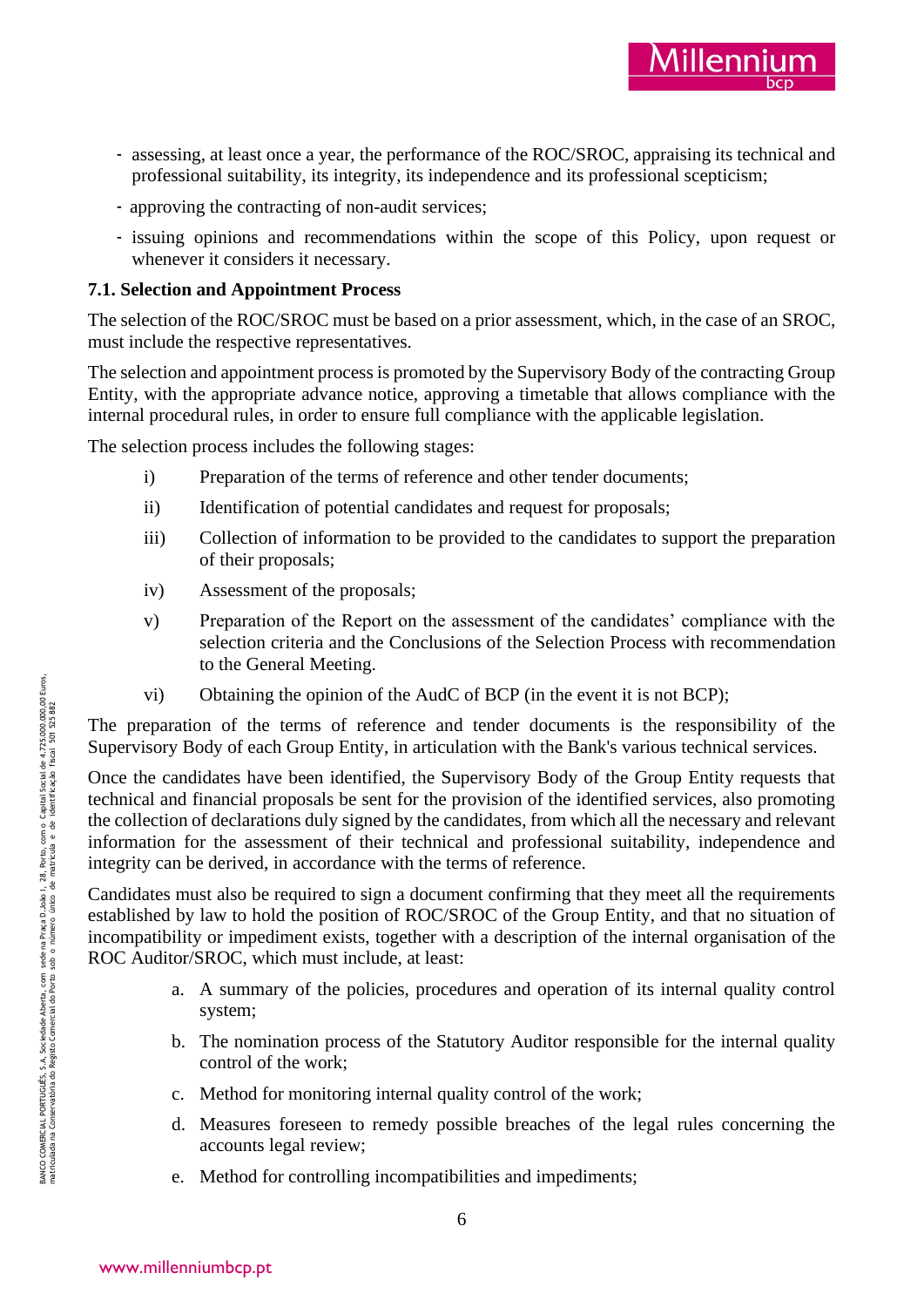- assessing, at least once a year, the performance of the ROC/SROC, appraising its technical and professional suitability, its integrity, its independence and its professional scepticism;
- approving the contracting of non-audit services;
- issuing opinions and recommendations within the scope of this Policy, upon request or whenever it considers it necessary.

**7.1. Selection and Appointment Process**

The selection of the ROC/SROC must be based on a prior assessment, which, in the case of an SROC, must include the respective representatives.

The selection and appointment process is promoted by the Supervisory Body of the contracting Group Entity, with the appropriate advance notice, approving a timetable that allows compliance with the internal procedural rules, in order to ensure full compliance with the applicable legislation.

The selection process includes the following stages:

i) Preparation of the terms of reference and other tender documents;

ii) Identification of potential candidates and request for proposals;

iii) Collection of information to be provided to the candidates to support the preparation of their proposals;

iv) Assessment of the proposals;

v) Preparation of the Report on the assessment of the candidates' compliance with the selection criteria and the Conclusions of the Selection Process with recommendation to the General Meeting.

vi) Obtaining the opinion of the AudC of BCP (in the event it is not BCP);

The preparation of the terms of reference and tender documents is the responsibility of the Supervisory Body of each Group Entity, in articulation with the Bank's various technical services.

Once the candidates have been identified, the Supervisory Body of the Group Entity requests that technical and financial proposals be sent for the provision of the identified services, also promoting the collection of declarations duly signed by the candidates, from which all the necessary and relevant information for the assessment of their technical and professional suitability, independence and integrity can be derived, in accordance with the terms of reference.

Candidates must also be required to sign a document confirming that they meet all the requirements established by law to hold the position of ROC/SROC of the Group Entity, and that no situation of incompatibility or impediment exists, together with a description of the internal organisation of the ROC Auditor/SROC, which must include, at least:

a. A summary of the policies, procedures and operation of its internal quality control system;

b. The nomination process of the Statutory Auditor responsible for the internal quality control of the work;

c. Method for monitoring internal quality control of the work;

d. Measures foreseen to remedy possible breaches of the legal rules concerning the accounts legal review;

e. Method for controlling incompatibilities and impediments;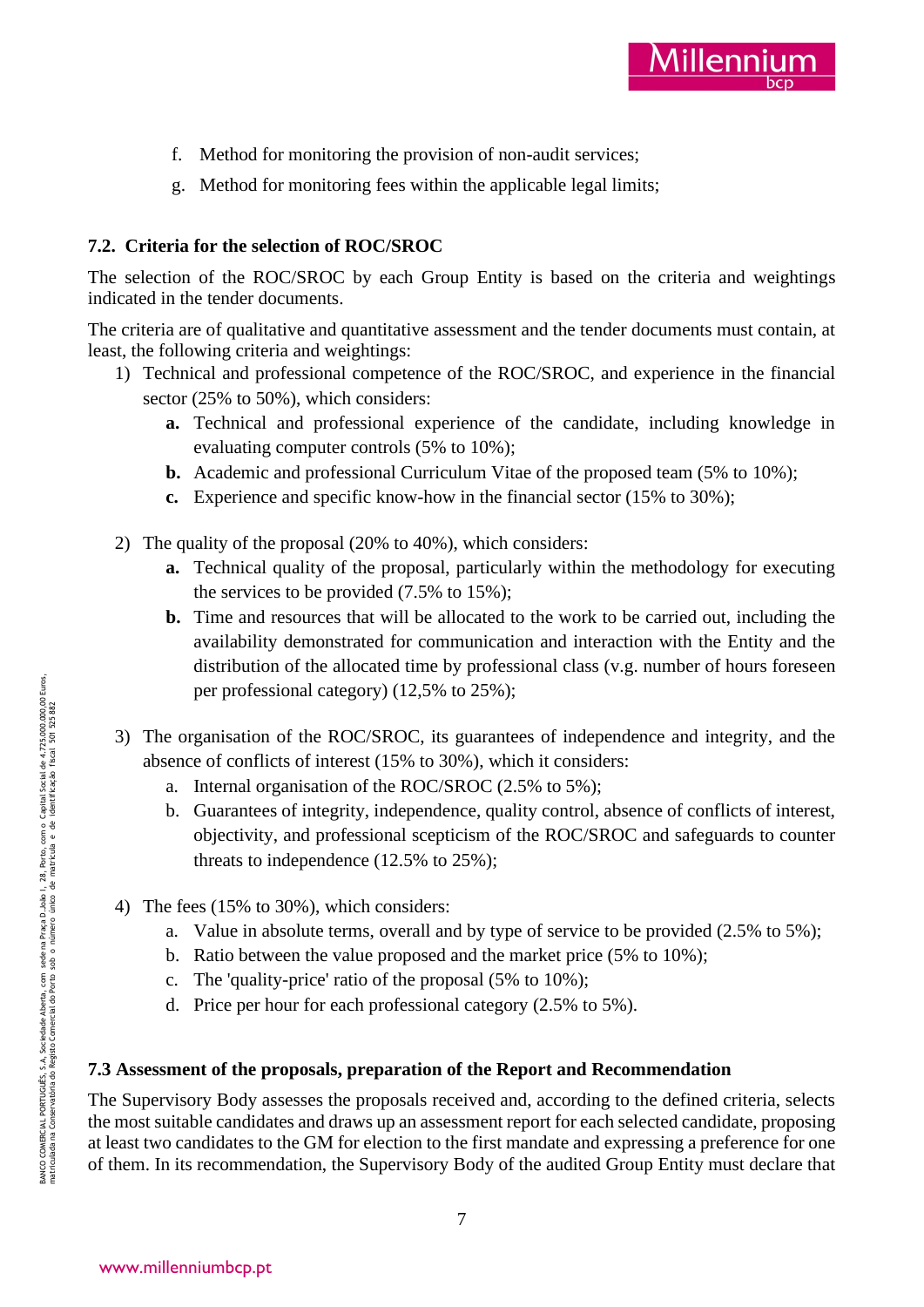f. Method for monitoring the provision of non-audit services;

g. Method for monitoring fees within the applicable legal limits;

### 7.2. Criteria for the selection of ROC/SROC

The selection of the ROC/SROC by each Group Entity is based on the criteria and weightings indicated in the tender documents.

The criteria are of qualitative and quantitative assessment and the tender documents must contain, at least, the following criteria and weightings:

1) Technical and professional competence of the ROC/SROC, and experience in the financial sector (25% to 50%), which considers:
   - **a.** Technical and professional experience of the candidate, including knowledge in evaluating computer controls (5% to 10%);
   - **b.** Academic and professional Curriculum Vitae of the proposed team (5% to 10%);
   - **c.** Experience and specific know-how in the financial sector (15% to 30%);

2) The quality of the proposal (20% to 40%), which considers:
   - **a.** Technical quality of the proposal, particularly within the methodology for executing the services to be provided (7.5% to 15%);
   - **b.** Time and resources that will be allocated to the work to be carried out, including the availability demonstrated for communication and interaction with the Entity and the distribution of the allocated time by professional class (v.g. number of hours foreseen per professional category) (12,5% to 25%);

3) The organisation of the ROC/SROC, its guarantees of independence and integrity, and the absence of conflicts of interest (15% to 30%), which it considers:
   - a. Internal organisation of the ROC/SROC (2.5% to 5%);
   - b. Guarantees of integrity, independence, quality control, absence of conflicts of interest, objectivity, and professional scepticism of the ROC/SROC and safeguards to counter threats to independence (12.5% to 25%);

4) The fees (15% to 30%), which considers:
   - a. Value in absolute terms, overall and by type of service to be provided (2.5% to 5%);
   - b. Ratio between the value proposed and the market price (5% to 10%);
   - c. The 'quality-price' ratio of the proposal (5% to 10%);
   - d. Price per hour for each professional category (2.5% to 5%).

### 7.3 Assessment of the proposals, preparation of the Report and Recommendation

The Supervisory Body assesses the proposals received and, according to the defined criteria, selects the most suitable candidates and draws up an assessment report for each selected candidate, proposing at least two candidates to the GM for election to the first mandate and expressing a preference for one of them. In its recommendation, the Supervisory Body of the audited Group Entity must declare that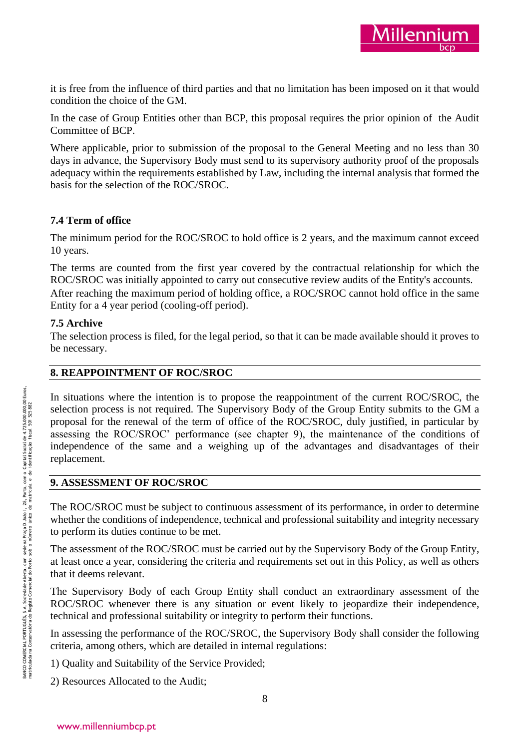it is free from the influence of third parties and that no limitation has been imposed on it that would condition the choice of the GM.

In the case of Group Entities other than BCP, this proposal requires the prior opinion of the Audit Committee of BCP.

Where applicable, prior to submission of the proposal to the General Meeting and no less than 30 days in advance, the Supervisory Body must send to its supervisory authority proof of the proposals adequacy within the requirements established by Law, including the internal analysis that formed the basis for the selection of the ROC/SROC.

### 7.4 Term of office

The minimum period for the ROC/SROC to hold office is 2 years, and the maximum cannot exceed 10 years.

The terms are counted from the first year covered by the contractual relationship for which the ROC/SROC was initially appointed to carry out consecutive review audits of the Entity's accounts. After reaching the maximum period of holding office, a ROC/SROC cannot hold office in the same Entity for a 4 year period (cooling-off period).

### 7.5 Archive

The selection process is filed, for the legal period, so that it can be made available should it proves to be necessary.

## 8. REAPPOINTMENT OF ROC/SROC

In situations where the intention is to propose the reappointment of the current ROC/SROC, the selection process is not required. The Supervisory Body of the Group Entity submits to the GM a proposal for the renewal of the term of office of the ROC/SROC, duly justified, in particular by assessing the ROC/SROC' performance (see chapter 9), the maintenance of the conditions of independence of the same and a weighing up of the advantages and disadvantages of their replacement.

## 9. ASSESSMENT OF ROC/SROC

The ROC/SROC must be subject to continuous assessment of its performance, in order to determine whether the conditions of independence, technical and professional suitability and integrity necessary to perform its duties continue to be met.

The assessment of the ROC/SROC must be carried out by the Supervisory Body of the Group Entity, at least once a year, considering the criteria and requirements set out in this Policy, as well as others that it deems relevant.

The Supervisory Body of each Group Entity shall conduct an extraordinary assessment of the ROC/SROC whenever there is any situation or event likely to jeopardize their independence, technical and professional suitability or integrity to perform their functions.

In assessing the performance of the ROC/SROC, the Supervisory Body shall consider the following criteria, among others, which are detailed in internal regulations:

1) Quality and Suitability of the Service Provided;

2) Resources Allocated to the Audit;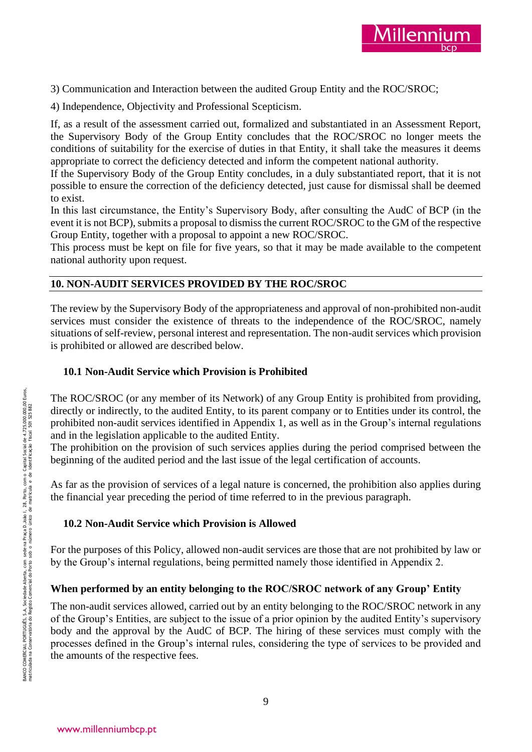3) Communication and Interaction between the audited Group Entity and the ROC/SROC;

4) Independence, Objectivity and Professional Scepticism.

If, as a result of the assessment carried out, formalized and substantiated in an Assessment Report, the Supervisory Body of the Group Entity concludes that the ROC/SROC no longer meets the conditions of suitability for the exercise of duties in that Entity, it shall take the measures it deems appropriate to correct the deficiency detected and inform the competent national authority.
If the Supervisory Body of the Group Entity concludes, in a duly substantiated report, that it is not possible to ensure the correction of the deficiency detected, just cause for dismissal shall be deemed to exist.
In this last circumstance, the Entity's Supervisory Body, after consulting the AudC of BCP (in the event it is not BCP), submits a proposal to dismiss the current ROC/SROC to the GM of the respective Group Entity, together with a proposal to appoint a new ROC/SROC.
This process must be kept on file for five years, so that it may be made available to the competent national authority upon request.

## 10. NON-AUDIT SERVICES PROVIDED BY THE ROC/SROC

The review by the Supervisory Body of the appropriateness and approval of non-prohibited non-audit services must consider the existence of threats to the independence of the ROC/SROC, namely situations of self-review, personal interest and representation. The non-audit services which provision is prohibited or allowed are described below.

### 10.1 Non-Audit Service which Provision is Prohibited

The ROC/SROC (or any member of its Network) of any Group Entity is prohibited from providing, directly or indirectly, to the audited Entity, to its parent company or to Entities under its control, the prohibited non-audit services identified in Appendix 1, as well as in the Group's internal regulations and in the legislation applicable to the audited Entity.
The prohibition on the provision of such services applies during the period comprised between the beginning of the audited period and the last issue of the legal certification of accounts.

As far as the provision of services of a legal nature is concerned, the prohibition also applies during the financial year preceding the period of time referred to in the previous paragraph.

### 10.2 Non-Audit Service which Provision is Allowed

For the purposes of this Policy, allowed non-audit services are those that are not prohibited by law or by the Group's internal regulations, being permitted namely those identified in Appendix 2.

**When performed by an entity belonging to the ROC/SROC network of any Group' Entity**

The non-audit services allowed, carried out by an entity belonging to the ROC/SROC network in any of the Group's Entities, are subject to the issue of a prior opinion by the audited Entity's supervisory body and the approval by the AudC of BCP. The hiring of these services must comply with the processes defined in the Group's internal rules, considering the type of services to be provided and the amounts of the respective fees.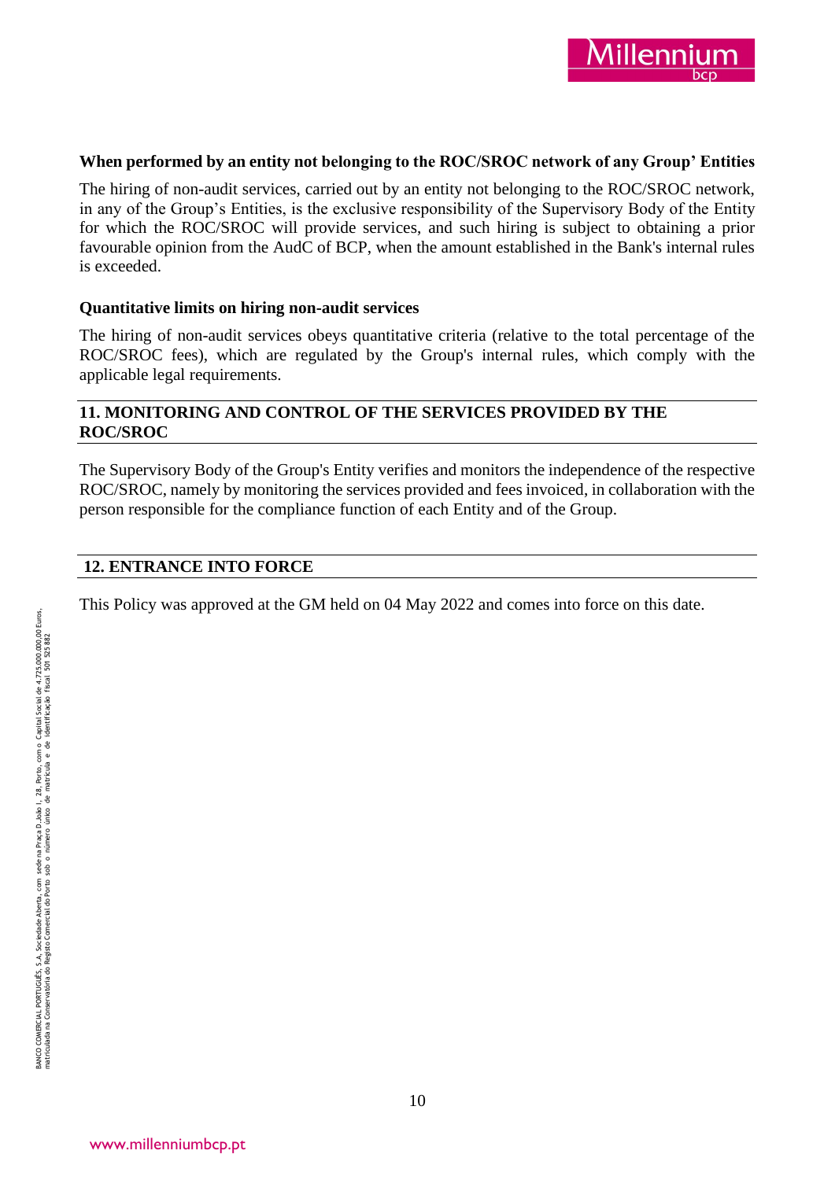**When performed by an entity not belonging to the ROC/SROC network of any Group' Entities**

The hiring of non-audit services, carried out by an entity not belonging to the ROC/SROC network, in any of the Group's Entities, is the exclusive responsibility of the Supervisory Body of the Entity for which the ROC/SROC will provide services, and such hiring is subject to obtaining a prior favourable opinion from the AudC of BCP, when the amount established in the Bank's internal rules is exceeded.

**Quantitative limits on hiring non-audit services**

The hiring of non-audit services obeys quantitative criteria (relative to the total percentage of the ROC/SROC fees), which are regulated by the Group's internal rules, which comply with the applicable legal requirements.

## 11. MONITORING AND CONTROL OF THE SERVICES PROVIDED BY THE ROC/SROC

The Supervisory Body of the Group's Entity verifies and monitors the independence of the respective ROC/SROC, namely by monitoring the services provided and fees invoiced, in collaboration with the person responsible for the compliance function of each Entity and of the Group.

## 12. ENTRANCE INTO FORCE

This Policy was approved at the GM held on 04 May 2022 and comes into force on this date.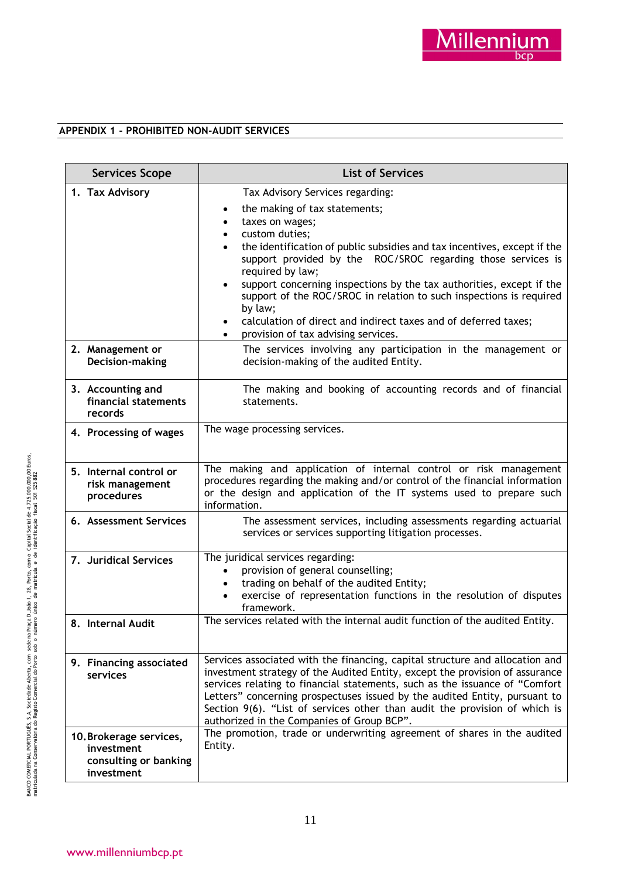## APPENDIX 1 - PROHIBITED NON-AUDIT SERVICES

| Services Scope | List of Services |
|---|---|
| 1. Tax Advisory | Tax Advisory Services regarding:<br>• the making of tax statements;<br>• taxes on wages;<br>• custom duties;<br>• the identification of public subsidies and tax incentives, except if the support provided by the ROC/SROC regarding those services is required by law;<br>• support concerning inspections by the tax authorities, except if the support of the ROC/SROC in relation to such inspections is required by law;<br>• calculation of direct and indirect taxes and of deferred taxes;<br>• provision of tax advising services. |
| 2. Management or Decision-making | The services involving any participation in the management or decision-making of the audited Entity. |
| 3. Accounting and financial statements records | The making and booking of accounting records and of financial statements. |
| 4. Processing of wages | The wage processing services. |
| 5. Internal control or risk management procedures | The making and application of internal control or risk management procedures regarding the making and/or control of the financial information or the design and application of the IT systems used to prepare such information. |
| 6. Assessment Services | The assessment services, including assessments regarding actuarial services or services supporting litigation processes. |
| 7. Juridical Services | The juridical services regarding:<br>• provision of general counselling;<br>• trading on behalf of the audited Entity;<br>• exercise of representation functions in the resolution of disputes framework. |
| 8. Internal Audit | The services related with the internal audit function of the audited Entity. |
| 9. Financing associated services | Services associated with the financing, capital structure and allocation and investment strategy of the Audited Entity, except the provision of assurance services relating to financial statements, such as the issuance of "Comfort Letters" concerning prospectuses issued by the audited Entity, pursuant to Section 9(6). "List of services other than audit the provision of which is authorized in the Companies of Group BCP". |
| 10. Brokerage services, investment consulting or banking investment | The promotion, trade or underwriting agreement of shares in the audited Entity. |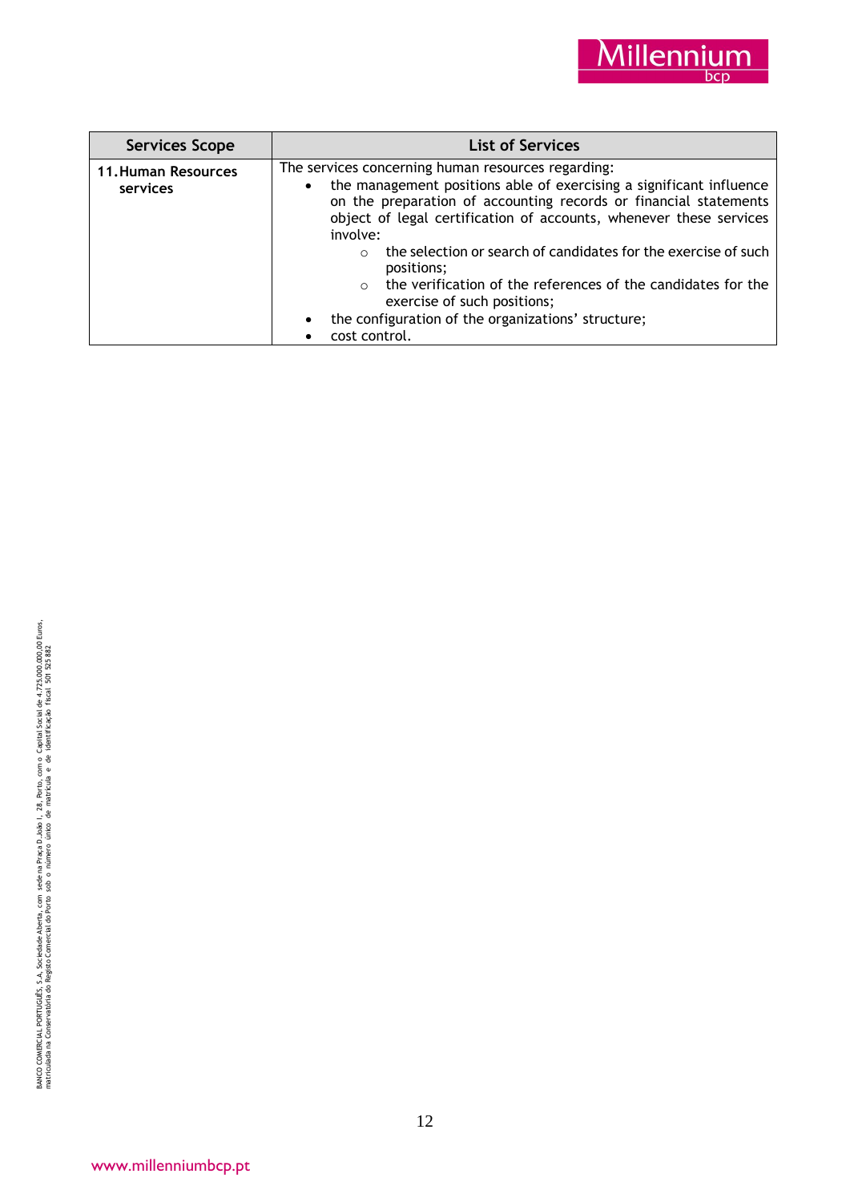| Services Scope | List of Services |
|---|---|
| **11. Human Resources services** | The services concerning human resources regarding:<br>• the management positions able of exercising a significant influence on the preparation of accounting records or financial statements object of legal certification of accounts, whenever these services involve:<br>&nbsp;&nbsp;&nbsp;&nbsp;○ the selection or search of candidates for the exercise of such positions;<br>&nbsp;&nbsp;&nbsp;&nbsp;○ the verification of the references of the candidates for the exercise of such positions;<br>• the configuration of the organizations' structure;<br>• cost control. |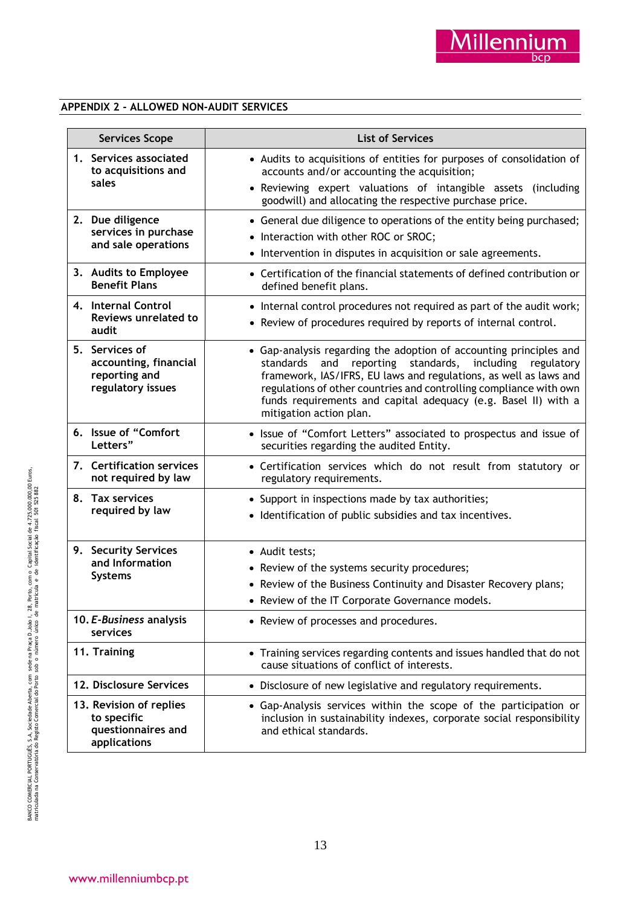## APPENDIX 2 - ALLOWED NON-AUDIT SERVICES

| Services Scope | List of Services |
|---|---|
| 1. Services associated to acquisitions and sales | • Audits to acquisitions of entities for purposes of consolidation of accounts and/or accounting the acquisition;<br>• Reviewing expert valuations of intangible assets (including goodwill) and allocating the respective purchase price. |
| 2. Due diligence services in purchase and sale operations | • General due diligence to operations of the entity being purchased;<br>• Interaction with other ROC or SROC;<br>• Intervention in disputes in acquisition or sale agreements. |
| 3. Audits to Employee Benefit Plans | • Certification of the financial statements of defined contribution or defined benefit plans. |
| 4. Internal Control Reviews unrelated to audit | • Internal control procedures not required as part of the audit work;<br>• Review of procedures required by reports of internal control. |
| 5. Services of accounting, financial reporting and regulatory issues | • Gap-analysis regarding the adoption of accounting principles and standards and reporting standards, including regulatory framework, IAS/IFRS, EU laws and regulations, as well as laws and regulations of other countries and controlling compliance with own funds requirements and capital adequacy (e.g. Basel II) with a mitigation action plan. |
| 6. Issue of "Comfort Letters" | • Issue of "Comfort Letters" associated to prospectus and issue of securities regarding the audited Entity. |
| 7. Certification services not required by law | • Certification services which do not result from statutory or regulatory requirements. |
| 8. Tax services required by law | • Support in inspections made by tax authorities;<br>• Identification of public subsidies and tax incentives. |
| 9. Security Services and Information Systems | • Audit tests;<br>• Review of the systems security procedures;<br>• Review of the Business Continuity and Disaster Recovery plans;<br>• Review of the IT Corporate Governance models. |
| 10. *E-Business* analysis services | • Review of processes and procedures. |
| 11. Training | • Training services regarding contents and issues handled that do not cause situations of conflict of interests. |
| 12. Disclosure Services | • Disclosure of new legislative and regulatory requirements. |
| 13. Revision of replies to specific questionnaires and applications | • Gap-Analysis services within the scope of the participation or inclusion in sustainability indexes, corporate social responsibility and ethical standards. |